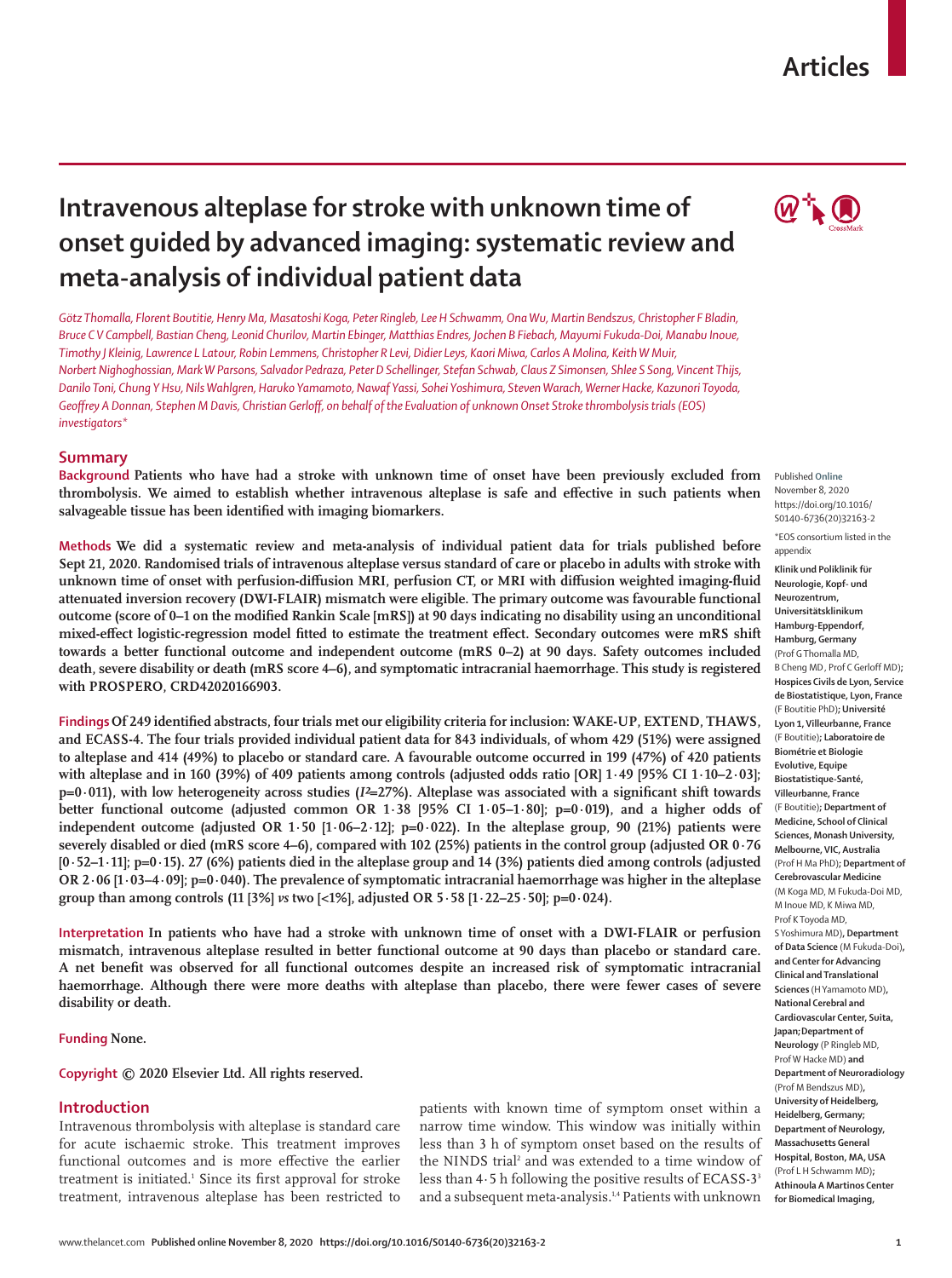Articles

# Intravenous alteplase for stroke with unknown time of onset guided by advanced imaging: systematic review and meta-analysis of individual patient data

*Götz Thomalla, Florent Boutitie, Henry Ma, Masatoshi Koga, Peter Ringleb, Lee H Schwamm, Ona Wu, Martin Bendszus, Christopher F Bladin, Bruce C V Campbell, Bastian Cheng, Leonid Churilov, Martin Ebinger, Matthias Endres, Jochen B Fiebach, Mayumi Fukuda-Doi, Manabu Inoue, Timothy J Kleinig, Lawrence L Latour, Robin Lemmens, Christopher R Levi, Didier Leys, Kaori Miwa, Carlos A Molina, Keith W Muir, Norbert Nighoghossian, Mark W Parsons, Salvador Pedraza, Peter D Schellinger, Stefan Schwab, Claus Z Simonsen, Shlee S Song, Vincent Thijs, Danilo Toni, Chung Y Hsu, Nils Wahlgren, Haruko Yamamoto, Nawaf Yassi, Sohei Yoshimura, Steven Warach, Werner Hacke, Kazunori Toyoda, Geoffrey A Donnan, Stephen M Davis, Christian Gerloff, on behalf of the Evaluation of unknown Onset Stroke thrombolysis trials (EOS) investigators\**

## Summary

**Background** Patients who have had a stroke with unknown time of onset have been previously excluded from thrombolysis. We aimed to establish whether intravenous alteplase is safe and effective in such patients when salvageable tissue has been identified with imaging biomarkers.

**Methods** We did a systematic review and meta-analysis of individual patient data for trials published before Sept 21, 2020. Randomised trials of intravenous alteplase versus standard of care or placebo in adults with stroke with unknown time of onset with perfusion-diffusion MRI, perfusion CT, or MRI with diffusion weighted imaging-fluid attenuated inversion recovery (DWI-FLAIR) mismatch were eligible. The primary outcome was favourable functional outcome (score of 0–1 on the modified Rankin Scale [mRS]) at 90 days indicating no disability using an unconditional mixed-effect logistic-regression model fitted to estimate the treatment effect. Secondary outcomes were mRS shift towards a better functional outcome and independent outcome (mRS 0–2) at 90 days. Safety outcomes included death, severe disability or death (mRS score 4–6), and symptomatic intracranial haemorrhage. This study is registered with PROSPERO, CRD42020166903.

**Findings** Of 249 identified abstracts, four trials met our eligibility criteria for inclusion: WAKE-UP, EXTEND, THAWS, and ECASS-4. The four trials provided individual patient data for 843 individuals, of whom 429 (51%) were assigned to alteplase and 414 (49%) to placebo or standard care. A favourable outcome occurred in 199 (47%) of 420 patients with alteplase and in 160 (39%) of 409 patients among controls (adjusted odds ratio [OR] 1·49 [95% CI 1·10–2·03]; p=0·011), with low heterogeneity across studies ($I^2$=27%). Alteplase was associated with a significant shift towards better functional outcome (adjusted common OR 1·38 [95% CI 1·05–1·80]; p=0·019), and a higher odds of independent outcome (adjusted OR 1·50 [1·06–2·12]; p=0·022). In the alteplase group, 90 (21%) patients were severely disabled or died (mRS score 4–6), compared with 102 (25%) patients in the control group (adjusted OR 0·76 [0·52–1·11]; p=0·15). 27 (6%) patients died in the alteplase group and 14 (3%) patients died among controls (adjusted OR 2·06 [1·03–4·09]; p=0·040). The prevalence of symptomatic intracranial haemorrhage was higher in the alteplase group than among controls (11 [3%] *vs* two [<1%], adjusted OR 5·58 [1·22–25·50]; p=0·024).

**Interpretation** In patients who have had a stroke with unknown time of onset with a DWI-FLAIR or perfusion mismatch, intravenous alteplase resulted in better functional outcome at 90 days than placebo or standard care. A net benefit was observed for all functional outcomes despite an increased risk of symptomatic intracranial haemorrhage. Although there were more deaths with alteplase than placebo, there were fewer cases of severe disability or death.

**Funding** None.

**Copyright** © 2020 Elsevier Ltd. All rights reserved.

Published Online November 8, 2020 https://doi.org/10.1016/S0140-6736(20)32163-2

\*EOS consortium listed in the appendix

**Klinik und Poliklinik für Neurologie, Kopf- und Neurozentrum, Universitätsklinikum Hamburg-Eppendorf, Hamburg, Germany** (Prof G Thomalla MD, B Cheng MD, Prof C Gerloff MD)**; Hospices Civils de Lyon, Service de Biostatistique, Lyon, France** (F Boutitie PhD)**; Université Lyon 1, Villeurbanne, France** (F Boutitie)**; Laboratoire de Biométrie et Biologie Evolutive, Equipe Biostatistique-Santé, Villeurbanne, France** (F Boutitie)**; Department of Medicine, School of Clinical Sciences, Monash University, Melbourne, VIC, Australia** (Prof H Ma PhD)**; Department of Cerebrovascular Medicine** (M Koga MD, M Fukuda-Doi MD, M Inoue MD, K Miwa MD, Prof K Toyoda MD, S Yoshimura MD)**, Department of Data Science** (M Fukuda-Doi)**, and Center for Advancing Clinical and Translational Sciences** (H Yamamoto MD)**, National Cerebral and Cardiovascular Center, Suita, Japan; Department of Neurology** (P Ringleb MD, Prof W Hacke MD) **and Department of Neuroradiology** (Prof M Bendszus MD)**, University of Heidelberg, Heidelberg, Germany; Department of Neurology, Massachusetts General Hospital, Boston, MA, USA** (Prof L H Schwamm MD)**; Athinoula A Martinos Center for Biomedical Imaging,**

## Introduction

Intravenous thrombolysis with alteplase is standard care for acute ischaemic stroke. This treatment improves functional outcomes and is more effective the earlier treatment is initiated.[1] Since its first approval for stroke treatment, intravenous alteplase has been restricted to patients with known time of symptom onset within a narrow time window. This window was initially within less than 3 h of symptom onset based on the results of the NINDS trial[2] and was extended to a time window of less than 4·5 h following the positive results of ECASS-3[3] and a subsequent meta-analysis.[1,4] Patients with unknown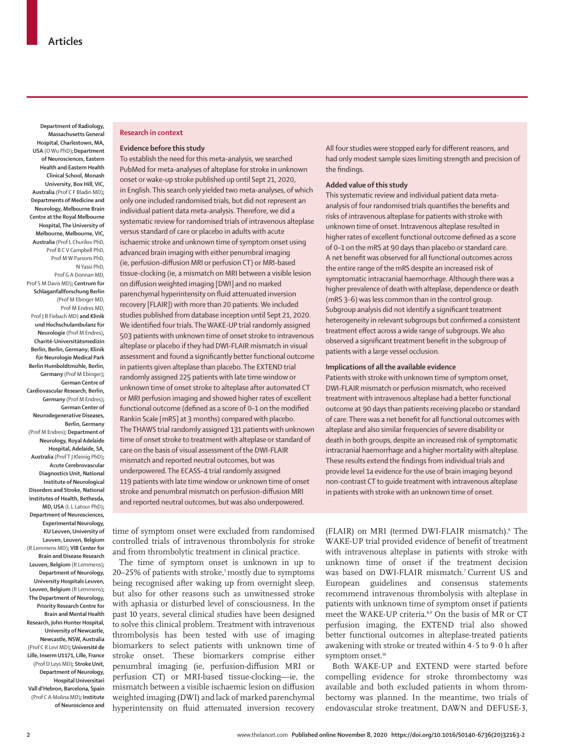Department of Radiology, Massachusetts General Hospital, Charlestown, MA, USA (O Wu PhD); Department of Neurosciences, Eastern Health and Eastern Health Clinical School, Monash University, Box Hill, VIC, Australia (Prof C F Bladin MD); Departments of Medicine and Neurology, Melbourne Brain Centre at the Royal Melbourne Hospital, The University of Melbourne, Melbourne, VIC, Australia (Prof L Churilov PhD, Prof B C V Campbell PhD, Prof M W Parsons PhD, N Yassi PhD, Prof G A Donnan MD, Prof S M Davis MD); Centrum für Schlaganfallforschung Berlin (Prof M Ebinger MD, Prof M Endres MD, Prof J B Fiebach MD) and Klinik und Hochschulambulanz für Neurologie (Prof M Endres), Charité-Universitätsmedizin Berlin, Berlin, Germany; Klinik für Neurologie Medical Park Berlin Humboldtmühle, Berlin, Germany (Prof M Ebinger); German Centre of Cardiovascular Research, Berlin, Germany (Prof M Endres); German Center of Neurodegenerative Diseases, Berlin, Germany (Prof M Endres); Department of Neurology, Royal Adelaide Hospital, Adelaide, SA, Australia (Prof T J Kleinig PhD); Acute Cerebrovascular Diagnostics Unit, National Institute of Neurological Disorders and Stroke, National Institutes of Health, Bethesda, MD, USA (L L Latour PhD); Department of Neurosciences, Experimental Neurology, KU Leuven, University of Leuven, Leuven, Belgium (R Lemmens MD); VIB Center for Brain and Disease Research Leuven, Belgium (R Lemmens); Department of Neurology, University Hospitals Leuven, Leuven, Belgium (R Lemmens); The Department of Neurology, Priority Research Centre for Brain and Mental Health Research, John Hunter Hospital, University of Newcastle, Newcastle, NSW, Australia (Prof C R Levi MD); Université de Lille, Inserm U1171, Lille, France (Prof D Leys MD); Stroke Unit, Department of Neurology, Hospital Universitari Vall d'Hebron, Barcelona, Spain (Prof C A Molina MD); Institute of Neuroscience and

## Research in context

### Evidence before this study

To establish the need for this meta-analysis, we searched PubMed for meta-analyses of alteplase for stroke in unknown onset or wake-up stroke published up until Sept 21, 2020, in English. This search only yielded two meta-analyses, of which only one included randomised trials, but did not represent an individual patient data meta-analysis. Therefore, we did a systematic review for randomised trials of intravenous alteplase versus standard of care or placebo in adults with acute ischaemic stroke and unknown time of symptom onset using advanced brain imaging with either penumbral imaging (ie, perfusion-diffusion MRI or perfusion CT) or MRI-based tissue-clocking (ie, a mismatch on MRI between a visible lesion on diffusion weighted imaging [DWI] and no marked parenchymal hyperintensity on fluid attenuated inversion recovery [FLAIR]) with more than 20 patients. We included studies published from database inception until Sept 21, 2020. We identified four trials. The WAKE-UP trial randomly assigned 503 patients with unknown time of onset stroke to intravenous alteplase or placebo if they had DWI-FLAIR mismatch in visual assessment and found a significantly better functional outcome in patients given alteplase than placebo. The EXTEND trial randomly assigned 225 patients with late time window or unknown time of onset stroke to alteplase after automated CT or MRI perfusion imaging and showed higher rates of excellent functional outcome (defined as a score of 0–1 on the modified Rankin Scale [mRS] at 3 months) compared with placebo. The THAWS trial randomly assigned 131 patients with unknown time of onset stroke to treatment with alteplase or standard of care on the basis of visual assessment of the DWI-FLAIR mismatch and reported neutral outcomes, but was underpowered. The ECASS-4 trial randomly assigned 119 patients with late time window or unknown time of onset stroke and penumbral mismatch on perfusion-diffusion MRI and reported neutral outcomes, but was also underpowered. All four studies were stopped early for different reasons, and had only modest sample sizes limiting strength and precision of the findings.

### Added value of this study

This systematic review and individual patient data meta-analysis of four randomised trials quantifies the benefits and risks of intravenous alteplase for patients with stroke with unknown time of onset. Intravenous alteplase resulted in higher rates of excellent functional outcome defined as a score of 0–1 on the mRS at 90 days than placebo or standard care. A net benefit was observed for all functional outcomes across the entire range of the mRS despite an increased risk of symptomatic intracranial haemorrhage. Although there was a higher prevalence of death with alteplase, dependence or death (mRS 3–6) was less common than in the control group. Subgroup analysis did not identify a significant treatment heterogeneity in relevant subgroups but confirmed a consistent treatment effect across a wide range of subgroups. We also observed a significant treatment benefit in the subgroup of patients with a large vessel occlusion.

### Implications of all the available evidence

Patients with stroke with unknown time of symptom onset, DWI-FLAIR mismatch or perfusion mismatch, who received treatment with intravenous alteplase had a better functional outcome at 90 days than patients receiving placebo or standard of care. There was a net benefit for all functional outcomes with alteplase and also similar frequencies of severe disability or death in both groups, despite an increased risk of symptomatic intracranial haemorrhage and a higher mortality with alteplase. These results extend the findings from individual trials and provide level 1a evidence for the use of brain imaging beyond non-contrast CT to guide treatment with intravenous alteplase in patients with stroke with an unknown time of onset.

time of symptom onset were excluded from randomised controlled trials of intravenous thrombolysis for stroke and from thrombolytic treatment in clinical practice.

The time of symptom onset is unknown in up to 20–25% of patients with stroke,[5] mostly due to symptoms being recognised after waking up from overnight sleep, but also for other reasons such as unwitnessed stroke with aphasia or disturbed level of consciousness. In the past 10 years, several clinical studies have been designed to solve this clinical problem. Treatment with intravenous thrombolysis has been tested with use of imaging biomarkers to select patients with unknown time of stroke onset. These biomarkers comprise either penumbral imaging (ie, perfusion-diffusion MRI or perfusion CT) or MRI-based tissue-clocking—ie, the mismatch between a visible ischaemic lesion on diffusion weighted imaging (DWI) and lack of marked parenchymal hyperintensity on fluid attenuated inversion recovery (FLAIR) on MRI (termed DWI-FLAIR mismatch).[6] The WAKE-UP trial provided evidence of benefit of treatment with intravenous alteplase in patients with stroke with unknown time of onset if the treatment decision was based on DWI-FLAIR mismatch.[7] Current US and European guidelines and consensus statements recommend intravenous thrombolysis with alteplase in patients with unknown time of symptom onset if patients meet the WAKE-UP criteria.[8,9] On the basis of MR or CT perfusion imaging, the EXTEND trial also showed better functional outcomes in alteplase-treated patients awakening with stroke or treated within 4·5 to 9·0 h after symptom onset.[10]

Both WAKE-UP and EXTEND were started before compelling evidence for stroke thrombectomy was available and both excluded patients in whom thrombectomy was planned. In the meantime, two trials of endovascular stroke treatment, DAWN and DEFUSE-3,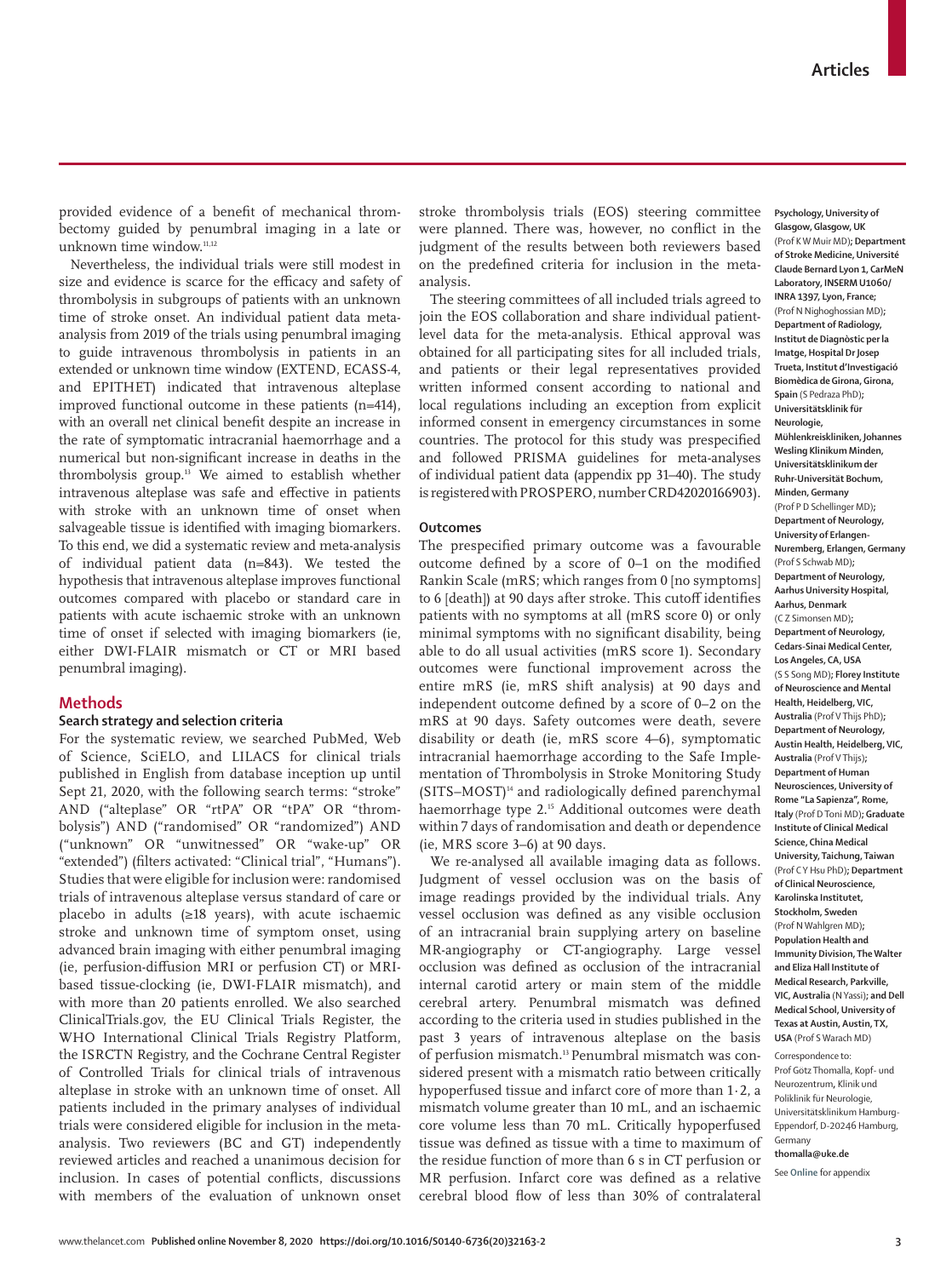provided evidence of a benefit of mechanical thrombectomy guided by penumbral imaging in a late or unknown time window.[11,12]

Nevertheless, the individual trials were still modest in size and evidence is scarce for the efficacy and safety of thrombolysis in subgroups of patients with an unknown time of stroke onset. An individual patient data meta-analysis from 2019 of the trials using penumbral imaging to guide intravenous thrombolysis in patients in an extended or unknown time window (EXTEND, ECASS-4, and EPITHET) indicated that intravenous alteplase improved functional outcome in these patients (n=414), with an overall net clinical benefit despite an increase in the rate of symptomatic intracranial haemorrhage and a numerical but non-significant increase in deaths in the thrombolysis group.[13] We aimed to establish whether intravenous alteplase was safe and effective in patients with stroke with an unknown time of onset when salvageable tissue is identified with imaging biomarkers. To this end, we did a systematic review and meta-analysis of individual patient data (n=843). We tested the hypothesis that intravenous alteplase improves functional outcomes compared with placebo or standard care in patients with acute ischaemic stroke with an unknown time of onset if selected with imaging biomarkers (ie, either DWI-FLAIR mismatch or CT or MRI based penumbral imaging).

## Methods

### Search strategy and selection criteria

For the systematic review, we searched PubMed, Web of Science, SciELO, and LILACS for clinical trials published in English from database inception up until Sept 21, 2020, with the following search terms: "stroke" AND ("alteplase" OR "rtPA" OR "tPA" OR "thrombolysis") AND ("randomised" OR "randomized") AND ("unknown" OR "unwitnessed" OR "wake-up" OR "extended") (filters activated: "Clinical trial", "Humans"). Studies that were eligible for inclusion were: randomised trials of intravenous alteplase versus standard of care or placebo in adults (≥18 years), with acute ischaemic stroke and unknown time of symptom onset, using advanced brain imaging with either penumbral imaging (ie, perfusion-diffusion MRI or perfusion CT) or MRI-based tissue-clocking (ie, DWI-FLAIR mismatch), and with more than 20 patients enrolled. We also searched ClinicalTrials.gov, the EU Clinical Trials Register, the WHO International Clinical Trials Registry Platform, the ISRCTN Registry, and the Cochrane Central Register of Controlled Trials for clinical trials of intravenous alteplase in stroke with an unknown time of onset. All patients included in the primary analyses of individual trials were considered eligible for inclusion in the meta-analysis. Two reviewers (BC and GT) independently reviewed articles and reached a unanimous decision for inclusion. In cases of potential conflicts, discussions with members of the evaluation of unknown onset stroke thrombolysis trials (EOS) steering committee were planned. There was, however, no conflict in the judgment of the results between both reviewers based on the predefined criteria for inclusion in the meta-analysis.

The steering committees of all included trials agreed to join the EOS collaboration and share individual patient-level data for the meta-analysis. Ethical approval was obtained for all participating sites for all included trials, and patients or their legal representatives provided written informed consent according to national and local regulations including an exception from explicit informed consent in emergency circumstances in some countries. The protocol for this study was prespecified and followed PRISMA guidelines for meta-analyses of individual patient data (appendix pp 31–40). The study is registered with PROSPERO, number CRD42020166903).

### Outcomes

The prespecified primary outcome was a favourable outcome defined by a score of 0–1 on the modified Rankin Scale (mRS; which ranges from 0 [no symptoms] to 6 [death]) at 90 days after stroke. This cutoff identifies patients with no symptoms at all (mRS score 0) or only minimal symptoms with no significant disability, being able to do all usual activities (mRS score 1). Secondary outcomes were functional improvement across the entire mRS (ie, mRS shift analysis) at 90 days and independent outcome defined by a score of 0–2 on the mRS at 90 days. Safety outcomes were death, severe disability or death (ie, mRS score 4–6), symptomatic intracranial haemorrhage according to the Safe Implementation of Thrombolysis in Stroke Monitoring Study (SITS–MOST)[14] and radiologically defined parenchymal haemorrhage type 2.[15] Additional outcomes were death within 7 days of randomisation and death or dependence (ie, MRS score 3–6) at 90 days.

We re-analysed all available imaging data as follows. Judgment of vessel occlusion was on the basis of image readings provided by the individual trials. Any vessel occlusion was defined as any visible occlusion of an intracranial brain supplying artery on baseline MR-angiography or CT-angiography. Large vessel occlusion was defined as occlusion of the intracranial internal carotid artery or main stem of the middle cerebral artery. Penumbral mismatch was defined according to the criteria used in studies published in the past 3 years of intravenous alteplase on the basis of perfusion mismatch.[13] Penumbral mismatch was considered present with a mismatch ratio between critically hypoperfused tissue and infarct core of more than 1·2, a mismatch volume greater than 10 mL, and an ischaemic core volume less than 70 mL. Critically hypoperfused tissue was defined as tissue with a time to maximum of the residue function of more than 6 s in CT perfusion or MR perfusion. Infarct core was defined as a relative cerebral blood flow of less than 30% of contralateral

Psychology, University of Glasgow, Glasgow, UK (Prof K W Muir MD); Department of Stroke Medicine, Université Claude Bernard Lyon 1, CarMeN Laboratory, INSERM U1060/ INRA 1397, Lyon, France; (Prof N Nighoghossian MD); Department of Radiology, Institut de Diagnòstic per la Imatge, Hospital Dr Josep Trueta, Institut d'Investigació Biomèdica de Girona, Girona, Spain (S Pedraza PhD); Universitätsklinik für Neurologie, Mühlenkreiskliniken, Johannes Wesling Klinikum Minden, Universitätsklinikum der Ruhr-Universität Bochum, Minden, Germany (Prof P D Schellinger MD); Department of Neurology, University of Erlangen-Nuremberg, Erlangen, Germany (Prof S Schwab MD); Department of Neurology, Aarhus University Hospital, Aarhus, Denmark (C Z Simonsen MD); Department of Neurology, Cedars-Sinai Medical Center, Los Angeles, CA, USA (S S Song MD); Florey Institute of Neuroscience and Mental Health, Heidelberg, VIC, Australia (Prof V Thijs PhD); Department of Neurology, Austin Health, Heidelberg, VIC, Australia (Prof V Thijs); Department of Human Neurosciences, University of Rome "La Sapienza", Rome, Italy (Prof D Toni MD); Graduate Institute of Clinical Medical Science, China Medical University, Taichung, Taiwan (Prof C Y Hsu PhD); Department of Clinical Neuroscience, Karolinska Institutet, Stockholm, Sweden (Prof N Wahlgren MD); Population Health and Immunity Division, The Walter and Eliza Hall Institute of Medical Research, Parkville, VIC, Australia (N Yassi); and Dell Medical School, University of Texas at Austin, Austin, TX, USA (Prof S Warach MD)

Correspondence to: Prof Götz Thomalla, Kopf- und Neurozentrum, Klinik und Poliklinik für Neurologie, Universitätsklinikum Hamburg-Eppendorf, D-20246 Hamburg, Germany **thomalla@uke.de**

See **Online** for appendix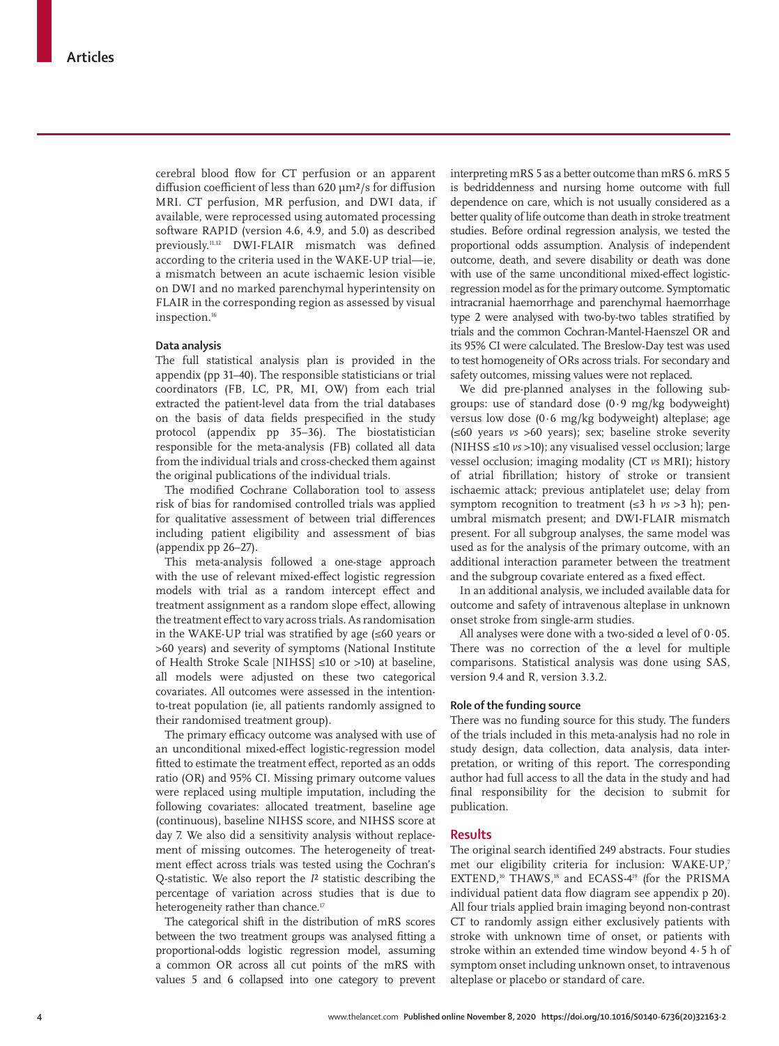cerebral blood flow for CT perfusion or an apparent diffusion coefficient of less than 620 μm²/s for diffusion MRI. CT perfusion, MR perfusion, and DWI data, if available, were reprocessed using automated processing software RAPID (version 4.6, 4.9, and 5.0) as described previously.[11,12] DWI-FLAIR mismatch was defined according to the criteria used in the WAKE-UP trial—ie, a mismatch between an acute ischaemic lesion visible on DWI and no marked parenchymal hyperintensity on FLAIR in the corresponding region as assessed by visual inspection.[16]

### Data analysis

The full statistical analysis plan is provided in the appendix (pp 31–40). The responsible statisticians or trial coordinators (FB, LC, PR, MI, OW) from each trial extracted the patient-level data from the trial databases on the basis of data fields prespecified in the study protocol (appendix pp 35–36). The biostatistician responsible for the meta-analysis (FB) collated all data from the individual trials and cross-checked them against the original publications of the individual trials.

The modified Cochrane Collaboration tool to assess risk of bias for randomised controlled trials was applied for qualitative assessment of between trial differences including patient eligibility and assessment of bias (appendix pp 26–27).

This meta-analysis followed a one-stage approach with the use of relevant mixed-effect logistic regression models with trial as a random intercept effect and treatment assignment as a random slope effect, allowing the treatment effect to vary across trials. As randomisation in the WAKE-UP trial was stratified by age (≤60 years or >60 years) and severity of symptoms (National Institute of Health Stroke Scale [NIHSS] ≤10 or >10) at baseline, all models were adjusted on these two categorical covariates. All outcomes were assessed in the intention-to-treat population (ie, all patients randomly assigned to their randomised treatment group).

The primary efficacy outcome was analysed with use of an unconditional mixed-effect logistic-regression model fitted to estimate the treatment effect, reported as an odds ratio (OR) and 95% CI. Missing primary outcome values were replaced using multiple imputation, including the following covariates: allocated treatment, baseline age (continuous), baseline NIHSS score, and NIHSS score at day 7. We also did a sensitivity analysis without replacement of missing outcomes. The heterogeneity of treatment effect across trials was tested using the Cochran's Q-statistic. We also report the $I^2$ statistic describing the percentage of variation across studies that is due to heterogeneity rather than chance.[17]

The categorical shift in the distribution of mRS scores between the two treatment groups was analysed fitting a proportional-odds logistic regression model, assuming a common OR across all cut points of the mRS with values 5 and 6 collapsed into one category to prevent interpreting mRS 5 as a better outcome than mRS 6. mRS 5 is bedriddenness and nursing home outcome with full dependence on care, which is not usually considered as a better quality of life outcome than death in stroke treatment studies. Before ordinal regression analysis, we tested the proportional odds assumption. Analysis of independent outcome, death, and severe disability or death was done with use of the same unconditional mixed-effect logistic-regression model as for the primary outcome. Symptomatic intracranial haemorrhage and parenchymal haemorrhage type 2 were analysed with two-by-two tables stratified by trials and the common Cochran-Mantel-Haenszel OR and its 95% CI were calculated. The Breslow-Day test was used to test homogeneity of ORs across trials. For secondary and safety outcomes, missing values were not replaced.

We did pre-planned analyses in the following subgroups: use of standard dose (0·9 mg/kg bodyweight) versus low dose (0·6 mg/kg bodyweight) alteplase; age (≤60 years *vs* >60 years); sex; baseline stroke severity (NIHSS ≤10 *vs* >10); any visualised vessel occlusion; large vessel occlusion; imaging modality (CT *vs* MRI); history of atrial fibrillation; history of stroke or transient ischaemic attack; previous antiplatelet use; delay from symptom recognition to treatment (≤3 h *vs* >3 h); penumbral mismatch present; and DWI-FLAIR mismatch present. For all subgroup analyses, the same model was used as for the analysis of the primary outcome, with an additional interaction parameter between the treatment and the subgroup covariate entered as a fixed effect.

In an additional analysis, we included available data for outcome and safety of intravenous alteplase in unknown onset stroke from single-arm studies.

All analyses were done with a two-sided α level of 0·05. There was no correction of the α level for multiple comparisons. Statistical analysis was done using SAS, version 9.4 and R, version 3.3.2.

### Role of the funding source

There was no funding source for this study. The funders of the trials included in this meta-analysis had no role in study design, data collection, data analysis, data interpretation, or writing of this report. The corresponding author had full access to all the data in the study and had final responsibility for the decision to submit for publication.

## Results

The original search identified 249 abstracts. Four studies met our eligibility criteria for inclusion: WAKE-UP,[7] EXTEND,[10] THAWS,[18] and ECASS-4[19] (for the PRISMA individual patient data flow diagram see appendix p 20). All four trials applied brain imaging beyond non-contrast CT to randomly assign either exclusively patients with stroke with unknown time of onset, or patients with stroke within an extended time window beyond 4·5 h of symptom onset including unknown onset, to intravenous alteplase or placebo or standard of care.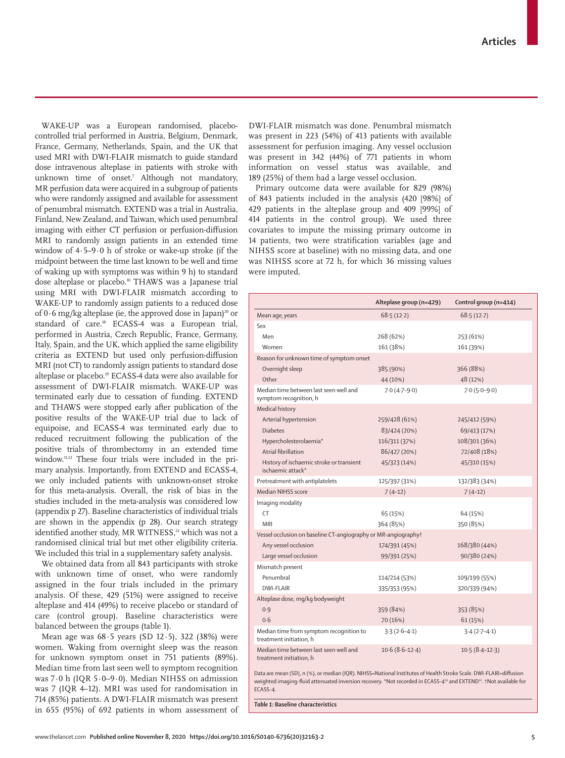WAKE-UP was a European randomised, placebo-controlled trial performed in Austria, Belgium, Denmark, France, Germany, Netherlands, Spain, and the UK that used MRI with DWI-FLAIR mismatch to guide standard dose intravenous alteplase in patients with stroke with unknown time of onset.[7] Although not mandatory, MR perfusion data were acquired in a subgroup of patients who were randomly assigned and available for assessment of penumbral mismatch. EXTEND was a trial in Australia, Finland, New Zealand, and Taiwan, which used penumbral imaging with either CT perfusion or perfusion-diffusion MRI to randomly assign patients in an extended time window of 4·5–9·0 h of stroke or wake-up stroke (if the midpoint between the time last known to be well and time of waking up with symptoms was within 9 h) to standard dose alteplase or placebo.[10] THAWS was a Japanese trial using MRI with DWI-FLAIR mismatch according to WAKE-UP to randomly assign patients to a reduced dose of 0·6 mg/kg alteplase (ie, the approved dose in Japan)[20] or standard of care.[18] ECASS-4 was a European trial, performed in Austria, Czech Republic, France, Germany, Italy, Spain, and the UK, which applied the same eligibility criteria as EXTEND but used only perfusion-diffusion MRI (not CT) to randomly assign patients to standard dose alteplase or placebo.[19] ECASS-4 data were also available for assessment of DWI-FLAIR mismatch. WAKE-UP was terminated early due to cessation of funding. EXTEND and THAWS were stopped early after publication of the positive results of the WAKE-UP trial due to lack of equipoise, and ECASS-4 was terminated early due to reduced recruitment following the publication of the positive trials of thrombectomy in an extended time window.[11,12] These four trials were included in the primary analysis. Importantly, from EXTEND and ECASS-4, we only included patients with unknown-onset stroke for this meta-analysis. Overall, the risk of bias in the studies included in the meta-analysis was considered low (appendix p 27). Baseline characteristics of individual trials are shown in the appendix (p 28). Our search strategy identified another study, MR WITNESS,[21] which was not a randomised clinical trial but met other eligibility criteria. We included this trial in a supplementary safety analysis.

We obtained data from all 843 participants with stroke with unknown time of onset, who were randomly assigned in the four trials included in the primary analysis. Of these, 429 (51%) were assigned to receive alteplase and 414 (49%) to receive placebo or standard of care (control group). Baseline characteristics were balanced between the groups (table 1).

Mean age was 68·5 years (SD 12·5), 322 (38%) were women. Waking from overnight sleep was the reason for unknown symptom onset in 751 patients (89%). Median time from last seen well to symptom recognition was 7·0 h (IQR 5·0–9·0). Median NIHSS on admission was 7 (IQR 4–12). MRI was used for randomisation in 714 (85%) patients. A DWI-FLAIR mismatch was present in 655 (95%) of 692 patients in whom assessment of DWI-FLAIR mismatch was done. Penumbral mismatch was present in 223 (54%) of 413 patients with available assessment for perfusion imaging. Any vessel occlusion was present in 342 (44%) of 771 patients in whom information on vessel status was available, and 189 (25%) of them had a large vessel occlusion.

Primary outcome data were available for 829 (98%) of 843 patients included in the analysis (420 [98%] of 429 patients in the alteplase group and 409 [99%] of 414 patients in the control group). We used three covariates to impute the missing primary outcome in 14 patients, two were stratification variables (age and NIHSS score at baseline) with no missing data, and one was NIHSS score at 72 h, for which 36 missing values were imputed.

| | Alteplase group (n=429) | Control group (n=414) |
|---|---|---|
| Mean age, years | 68·5 (12·2) | 68·5 (12·7) |
| Sex | | |
| Men | 268 (62%) | 253 (61%) |
| Women | 161 (38%) | 161 (39%) |
| Reason for unknown time of symptom onset | | |
| Overnight sleep | 385 (90%) | 366 (88%) |
| Other | 44 (10%) | 48 (12%) |
| Median time between last seen well and symptom recognition, h | 7·0 (4·7–9·0) | 7·0 (5·0–9·0) |
| Medical history | | |
| Arterial hypertension | 259/428 (61%) | 245/412 (59%) |
| Diabetes | 83/424 (20%) | 69/413 (17%) |
| Hypercholesterolaemia* | 116/311 (37%) | 108/301 (36%) |
| Atrial fibrillation | 86/427 (20%) | 72/408 (18%) |
| History of ischaemic stroke or transient ischaemic attack* | 45/323 (14%) | 45/310 (15%) |
| Pretreatment with antiplatelets | 125/397 (31%) | 132/383 (34%) |
| Median NIHSS score | 7 (4–12) | 7 (4–12) |
| Imaging modality | | |
| CT | 65 (15%) | 64 (15%) |
| MRI | 364 (85%) | 350 (85%) |
| Vessel occlusion on baseline CT-angiography or MR-angiography† | | |
| Any vessel occlusion | 174/391 (45%) | 168/380 (44%) |
| Large vessel occlusion | 99/391 (25%) | 90/380 (24%) |
| Mismatch present | | |
| Penumbral | 114/214 (53%) | 109/199 (55%) |
| DWI-FLAIR | 335/353 (95%) | 320/339 (94%) |
| Alteplase dose, mg/kg bodyweight | | |
| 0·9 | 359 (84%) | 353 (85%) |
| 0·6 | 70 (16%) | 61 (15%) |
| Median time from symptom recognition to treatment initiation, h | 3·3 (2·6–4·1) | 3·4 (2·7–4·1) |
| Median time between last seen well and treatment initiation, h | 10·6 (8·6–12·4) | 10·5 (8·4–12·3) |

Data are mean (SD), n (%), or median (IQR). NIHSS=National Institutes of Health Stroke Scale. DWI-FLAIR=diffusion weighted imaging-fluid attenuated inversion recovery. *Not recorded in ECASS-4[19] and EXTEND[10]. †Not available for ECASS-4.

*Table 1:* **Baseline characteristics**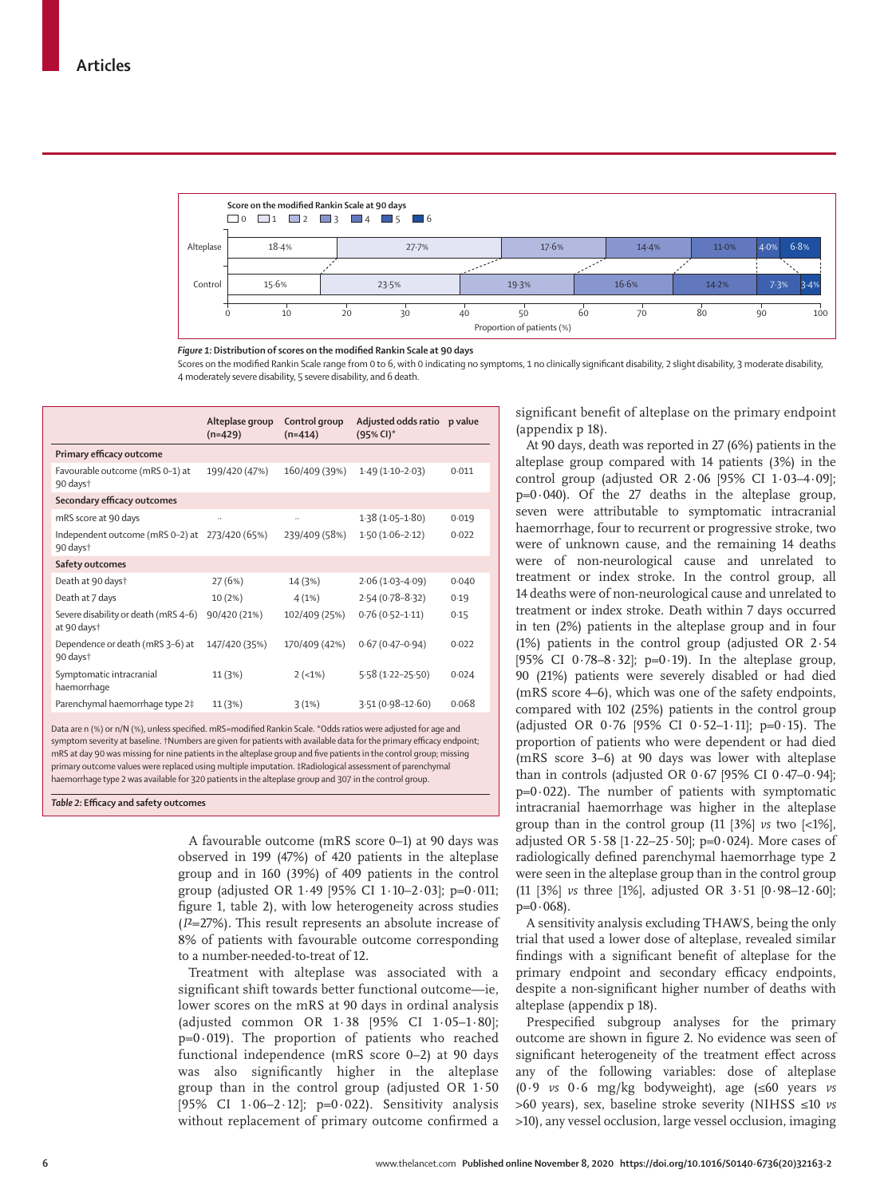Score on the modified Rankin Scale at 90 days

| | 0 | 1 | 2 | 3 | 4 | 5 | 6 |
|---|---|---|---|---|---|---|---|
| Alteplase | 18·4% | 27·7% | 17·6% | 14·4% | 11·0% | 4·0% | 6·8% |
| Control | 15·6% | 23·5% | 19·3% | 16·6% | 14·2% | 7·3% | 3·4% |

Proportion of patients (%)

*Figure 1:* **Distribution of scores on the modified Rankin Scale at 90 days**

Scores on the modified Rankin Scale range from 0 to 6, with 0 indicating no symptoms, 1 no clinically significant disability, 2 slight disability, 3 moderate disability, 4 moderately severe disability, 5 severe disability, and 6 death.

| | Alteplase group (n=429) | Control group (n=414) | Adjusted odds ratio (95% CI)* | p value |
|---|---|---|---|---|
| **Primary efficacy outcome** | | | | |
| Favourable outcome (mRS 0–1) at 90 days† | 199/420 (47%) | 160/409 (39%) | 1·49 (1·10–2·03) | 0·011 |
| **Secondary efficacy outcomes** | | | | |
| mRS score at 90 days | .. | .. | 1·38 (1·05–1·80) | 0·019 |
| Independent outcome (mRS 0–2) at 90 days† | 273/420 (65%) | 239/409 (58%) | 1·50 (1·06–2·12) | 0·022 |
| **Safety outcomes** | | | | |
| Death at 90 days† | 27 (6%) | 14 (3%) | 2·06 (1·03–4·09) | 0·040 |
| Death at 7 days | 10 (2%) | 4 (1%) | 2·54 (0·78–8·32) | 0·19 |
| Severe disability or death (mRS 4–6) at 90 days† | 90/420 (21%) | 102/409 (25%) | 0·76 (0·52–1·11) | 0·15 |
| Dependence or death (mRS 3–6) at 90 days† | 147/420 (35%) | 170/409 (42%) | 0·67 (0·47–0·94) | 0·022 |
| Symptomatic intracranial haemorrhage | 11 (3%) | 2 (<1%) | 5·58 (1·22–25·50) | 0·024 |
| Parenchymal haemorrhage type 2‡ | 11 (3%) | 3 (1%) | 3·51 (0·98–12·60) | 0·068 |

Data are n (%) or n/N (%), unless specified. mRS=modified Rankin Scale. *Odds ratios were adjusted for age and symptom severity at baseline. †Numbers are given for patients with available data for the primary efficacy endpoint; mRS at day 90 was missing for nine patients in the alteplase group and five patients in the control group; missing primary outcome values were replaced using multiple imputation. ‡Radiological assessment of parenchymal haemorrhage type 2 was available for 320 patients in the alteplase group and 307 in the control group.

*Table 2:* **Efficacy and safety outcomes**

A favourable outcome (mRS score 0–1) at 90 days was observed in 199 (47%) of 420 patients in the alteplase group and in 160 (39%) of 409 patients in the control group (adjusted OR 1·49 [95% CI 1·10–2·03]; p=0·011; figure 1, table 2), with low heterogeneity across studies ($I^2$=27%). This result represents an absolute increase of 8% of patients with favourable outcome corresponding to a number-needed-to-treat of 12.

Treatment with alteplase was associated with a significant shift towards better functional outcome—ie, lower scores on the mRS at 90 days in ordinal analysis (adjusted common OR 1·38 [95% CI 1·05–1·80]; p=0·019). The proportion of patients who reached functional independence (mRS score 0–2) at 90 days was also significantly higher in the alteplase group than in the control group (adjusted OR 1·50 [95% CI 1·06–2·12]; p=0·022). Sensitivity analysis without replacement of primary outcome confirmed a significant benefit of alteplase on the primary endpoint (appendix p 18).

At 90 days, death was reported in 27 (6%) patients in the alteplase group compared with 14 patients (3%) in the control group (adjusted OR 2·06 [95% CI 1·03–4·09]; p=0·040). Of the 27 deaths in the alteplase group, seven were attributable to symptomatic intracranial haemorrhage, four to recurrent or progressive stroke, two were of unknown cause, and the remaining 14 deaths were of non-neurological cause and unrelated to treatment or index stroke. In the control group, all 14 deaths were of non-neurological cause and unrelated to treatment or index stroke. Death within 7 days occurred in ten (2%) patients in the alteplase group and in four (1%) patients in the control group (adjusted OR 2·54 [95% CI 0·78–8·32]; p=0·19). In the alteplase group, 90 (21%) patients were severely disabled or had died (mRS score 4–6), which was one of the safety endpoints, compared with 102 (25%) patients in the control group (adjusted OR 0·76 [95% CI 0·52–1·11]; p=0·15). The proportion of patients who were dependent or had died (mRS score 3–6) at 90 days was lower with alteplase than in controls (adjusted OR 0·67 [95% CI 0·47–0·94]; p=0·022). The number of patients with symptomatic intracranial haemorrhage was higher in the alteplase group than in the control group (11 [3%] *vs* two [<1%], adjusted OR 5·58 [1·22–25·50]; p=0·024). More cases of radiologically defined parenchymal haemorrhage type 2 were seen in the alteplase group than in the control group (11 [3%] *vs* three [1%], adjusted OR 3·51 [0·98–12·60]; p=0·068).

A sensitivity analysis excluding THAWS, being the only trial that used a lower dose of alteplase, revealed similar findings with a significant benefit of alteplase for the primary endpoint and secondary efficacy endpoints, despite a non-significant higher number of deaths with alteplase (appendix p 18).

Prespecified subgroup analyses for the primary outcome are shown in figure 2. No evidence was seen of significant heterogeneity of the treatment effect across any of the following variables: dose of alteplase (0·9 *vs* 0·6 mg/kg bodyweight), age (≤60 years *vs* >60 years), sex, baseline stroke severity (NIHSS ≤10 *vs* >10), any vessel occlusion, large vessel occlusion, imaging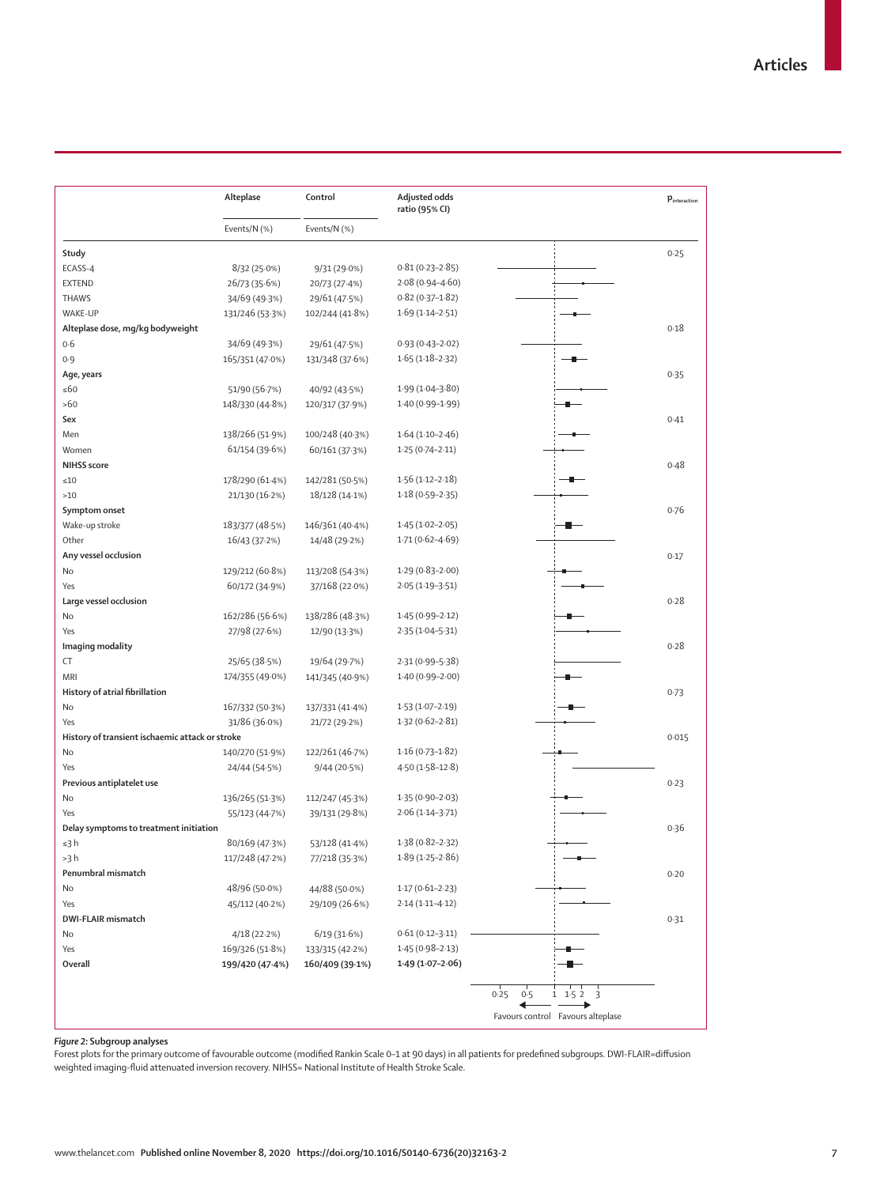| | Alteplase | Control | Adjusted odds ratio (95% CI) | $p_{interaction}$ |
|---|---|---|---|---|
| | Events/N (%) | Events/N (%) | | |
| **Study** | | | | 0·25 |
| ECASS-4 | 8/32 (25·0%) | 9/31 (29·0%) | 0·81 (0·23–2·85) | |
| EXTEND | 26/73 (35·6%) | 20/73 (27·4%) | 2·08 (0·94–4·60) | |
| THAWS | 34/69 (49·3%) | 29/61 (47·5%) | 0·82 (0·37–1·82) | |
| WAKE-UP | 131/246 (53·3%) | 102/244 (41·8%) | 1·69 (1·14–2·51) | |
| **Alteplase dose, mg/kg bodyweight** | | | | 0·18 |
| 0·6 | 34/69 (49·3%) | 29/61 (47·5%) | 0·93 (0·43–2·02) | |
| 0·9 | 165/351 (47·0%) | 131/348 (37·6%) | 1·65 (1·18–2·32) | |
| **Age, years** | | | | 0·35 |
| ≤60 | 51/90 (56·7%) | 40/92 (43·5%) | 1·99 (1·04–3·80) | |
| >60 | 148/330 (44·8%) | 120/317 (37·9%) | 1·40 (0·99–1·99) | |
| **Sex** | | | | 0·41 |
| Men | 138/266 (51·9%) | 100/248 (40·3%) | 1·64 (1·10–2·46) | |
| Women | 61/154 (39·6%) | 60/161 (37·3%) | 1·25 (0·74–2·11) | |
| **NIHSS score** | | | | 0·48 |
| ≤10 | 178/290 (61·4%) | 142/281 (50·5%) | 1·56 (1·12–2·18) | |
| >10 | 21/130 (16·2%) | 18/128 (14·1%) | 1·18 (0·59–2·35) | |
| **Symptom onset** | | | | 0·76 |
| Wake-up stroke | 183/377 (48·5%) | 146/361 (40·4%) | 1·45 (1·02–2·05) | |
| Other | 16/43 (37·2%) | 14/48 (29·2%) | 1·71 (0·62–4·69) | |
| **Any vessel occlusion** | | | | 0·17 |
| No | 129/212 (60·8%) | 113/208 (54·3%) | 1·29 (0·83–2·00) | |
| Yes | 60/172 (34·9%) | 37/168 (22·0%) | 2·05 (1·19–3·51) | |
| **Large vessel occlusion** | | | | 0·28 |
| No | 162/286 (56·6%) | 138/286 (48·3%) | 1·45 (0·99–2·12) | |
| Yes | 27/98 (27·6%) | 12/90 (13·3%) | 2·35 (1·04–5·31) | |
| **Imaging modality** | | | | 0·28 |
| CT | 25/65 (38·5%) | 19/64 (29·7%) | 2·31 (0·99–5·38) | |
| MRI | 174/355 (49·0%) | 141/345 (40·9%) | 1·40 (0·99–2·00) | |
| **History of atrial fibrillation** | | | | 0·73 |
| No | 167/332 (50·3%) | 137/331 (41·4%) | 1·53 (1·07–2·19) | |
| Yes | 31/86 (36·0%) | 21/72 (29·2%) | 1·32 (0·62–2·81) | |
| **History of transient ischaemic attack or stroke** | | | | 0·015 |
| No | 140/270 (51·9%) | 122/261 (46·7%) | 1·16 (0·73–1·82) | |
| Yes | 24/44 (54·5%) | 9/44 (20·5%) | 4·50 (1·58–12·8) | |
| **Previous antiplatelet use** | | | | 0·23 |
| No | 136/265 (51·3%) | 112/247 (45·3%) | 1·35 (0·90–2·03) | |
| Yes | 55/123 (44·7%) | 39/131 (29·8%) | 2·06 (1·14–3·71) | |
| **Delay symptoms to treatment initiation** | | | | 0·36 |
| ≤3 h | 80/169 (47·3%) | 53/128 (41·4%) | 1·38 (0·82–2·32) | |
| >3 h | 117/248 (47·2%) | 77/218 (35·3%) | 1·89 (1·25–2·86) | |
| **Penumbral mismatch** | | | | 0·20 |
| No | 48/96 (50·0%) | 44/88 (50·0%) | 1·17 (0·61–2·23) | |
| Yes | 45/112 (40·2%) | 29/109 (26·6%) | 2·14 (1·11–4·12) | |
| **DWI-FLAIR mismatch** | | | | 0·31 |
| No | 4/18 (22·2%) | 6/19 (31·6%) | 0·61 (0·12–3·11) | |
| Yes | 169/326 (51·8%) | 133/315 (42·2%) | 1·45 (0·98–2·13) | |
| **Overall** | **199/420 (47·4%)** | **160/409 (39·1%)** | **1·49 (1·07–2·06)** | |

Favours control ← → Favours alteplase (axis: 0·25, 0·5, 1, 1·5, 2, 3)

*Figure 2:* **Subgroup analyses**

Forest plots for the primary outcome of favourable outcome (modified Rankin Scale 0–1 at 90 days) in all patients for predefined subgroups. DWI-FLAIR=diffusion weighted imaging-fluid attenuated inversion recovery. NIHSS= National Institute of Health Stroke Scale.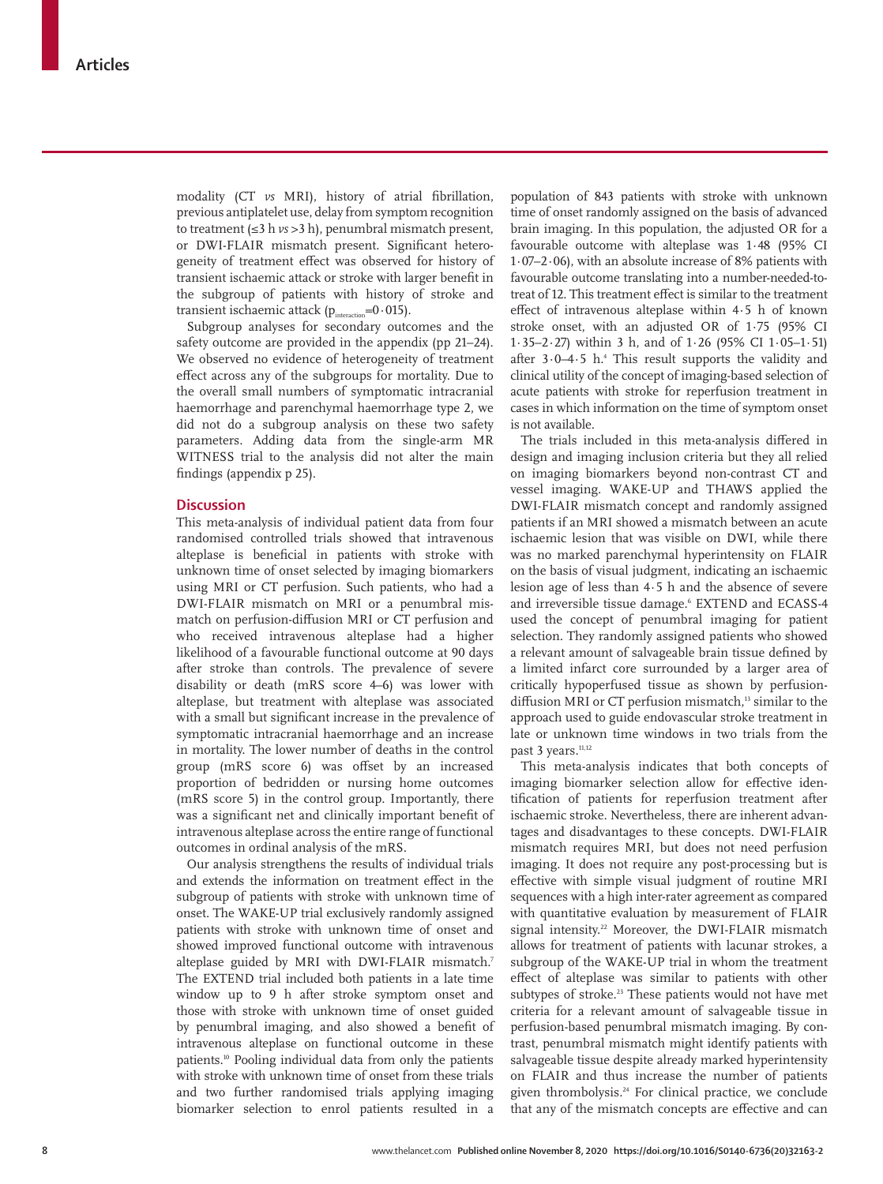modality (CT *vs* MRI), history of atrial fibrillation, previous antiplatelet use, delay from symptom recognition to treatment (≤3 h *vs* >3 h), penumbral mismatch present, or DWI-FLAIR mismatch present. Significant heterogeneity of treatment effect was observed for history of transient ischaemic attack or stroke with larger benefit in the subgroup of patients with history of stroke and transient ischaemic attack ($p_{interaction}$=0·015).

Subgroup analyses for secondary outcomes and the safety outcome are provided in the appendix (pp 21–24). We observed no evidence of heterogeneity of treatment effect across any of the subgroups for mortality. Due to the overall small numbers of symptomatic intracranial haemorrhage and parenchymal haemorrhage type 2, we did not do a subgroup analysis on these two safety parameters. Adding data from the single-arm MR WITNESS trial to the analysis did not alter the main findings (appendix p 25).

## Discussion

This meta-analysis of individual patient data from four randomised controlled trials showed that intravenous alteplase is beneficial in patients with stroke with unknown time of onset selected by imaging biomarkers using MRI or CT perfusion. Such patients, who had a DWI-FLAIR mismatch on MRI or a penumbral mismatch on perfusion-diffusion MRI or CT perfusion and who received intravenous alteplase had a higher likelihood of a favourable functional outcome at 90 days after stroke than controls. The prevalence of severe disability or death (mRS score 4–6) was lower with alteplase, but treatment with alteplase was associated with a small but significant increase in the prevalence of symptomatic intracranial haemorrhage and an increase in mortality. The lower number of deaths in the control group (mRS score 6) was offset by an increased proportion of bedridden or nursing home outcomes (mRS score 5) in the control group. Importantly, there was a significant net and clinically important benefit of intravenous alteplase across the entire range of functional outcomes in ordinal analysis of the mRS.

Our analysis strengthens the results of individual trials and extends the information on treatment effect in the subgroup of patients with stroke with unknown time of onset. The WAKE-UP trial exclusively randomly assigned patients with stroke with unknown time of onset and showed improved functional outcome with intravenous alteplase guided by MRI with DWI-FLAIR mismatch.[7] The EXTEND trial included both patients in a late time window up to 9 h after stroke symptom onset and those with stroke with unknown time of onset guided by penumbral imaging, and also showed a benefit of intravenous alteplase on functional outcome in these patients.[10] Pooling individual data from only the patients with stroke with unknown time of onset from these trials and two further randomised trials applying imaging biomarker selection to enrol patients resulted in a population of 843 patients with stroke with unknown time of onset randomly assigned on the basis of advanced brain imaging. In this population, the adjusted OR for a favourable outcome with alteplase was 1·48 (95% CI 1·07–2·06), with an absolute increase of 8% patients with favourable outcome translating into a number-needed-to-treat of 12. This treatment effect is similar to the treatment effect of intravenous alteplase within 4·5 h of known stroke onset, with an adjusted OR of 1·75 (95% CI 1·35–2·27) within 3 h, and of 1·26 (95% CI 1·05–1·51) after 3·0–4·5 h.[4] This result supports the validity and clinical utility of the concept of imaging-based selection of acute patients with stroke for reperfusion treatment in cases in which information on the time of symptom onset is not available.

The trials included in this meta-analysis differed in design and imaging inclusion criteria but they all relied on imaging biomarkers beyond non-contrast CT and vessel imaging. WAKE-UP and THAWS applied the DWI-FLAIR mismatch concept and randomly assigned patients if an MRI showed a mismatch between an acute ischaemic lesion that was visible on DWI, while there was no marked parenchymal hyperintensity on FLAIR on the basis of visual judgment, indicating an ischaemic lesion age of less than 4·5 h and the absence of severe and irreversible tissue damage.[6] EXTEND and ECASS-4 used the concept of penumbral imaging for patient selection. They randomly assigned patients who showed a relevant amount of salvageable brain tissue defined by a limited infarct core surrounded by a larger area of critically hypoperfused tissue as shown by perfusion-diffusion MRI or CT perfusion mismatch,[13] similar to the approach used to guide endovascular stroke treatment in late or unknown time windows in two trials from the past 3 years.[11,12]

This meta-analysis indicates that both concepts of imaging biomarker selection allow for effective identification of patients for reperfusion treatment after ischaemic stroke. Nevertheless, there are inherent advantages and disadvantages to these concepts. DWI-FLAIR mismatch requires MRI, but does not need perfusion imaging. It does not require any post-processing but is effective with simple visual judgment of routine MRI sequences with a high inter-rater agreement as compared with quantitative evaluation by measurement of FLAIR signal intensity.[22] Moreover, the DWI-FLAIR mismatch allows for treatment of patients with lacunar strokes, a subgroup of the WAKE-UP trial in whom the treatment effect of alteplase was similar to patients with other subtypes of stroke.[23] These patients would not have met criteria for a relevant amount of salvageable tissue in perfusion-based penumbral mismatch imaging. By contrast, penumbral mismatch might identify patients with salvageable tissue despite already marked hyperintensity on FLAIR and thus increase the number of patients given thrombolysis.[24] For clinical practice, we conclude that any of the mismatch concepts are effective and can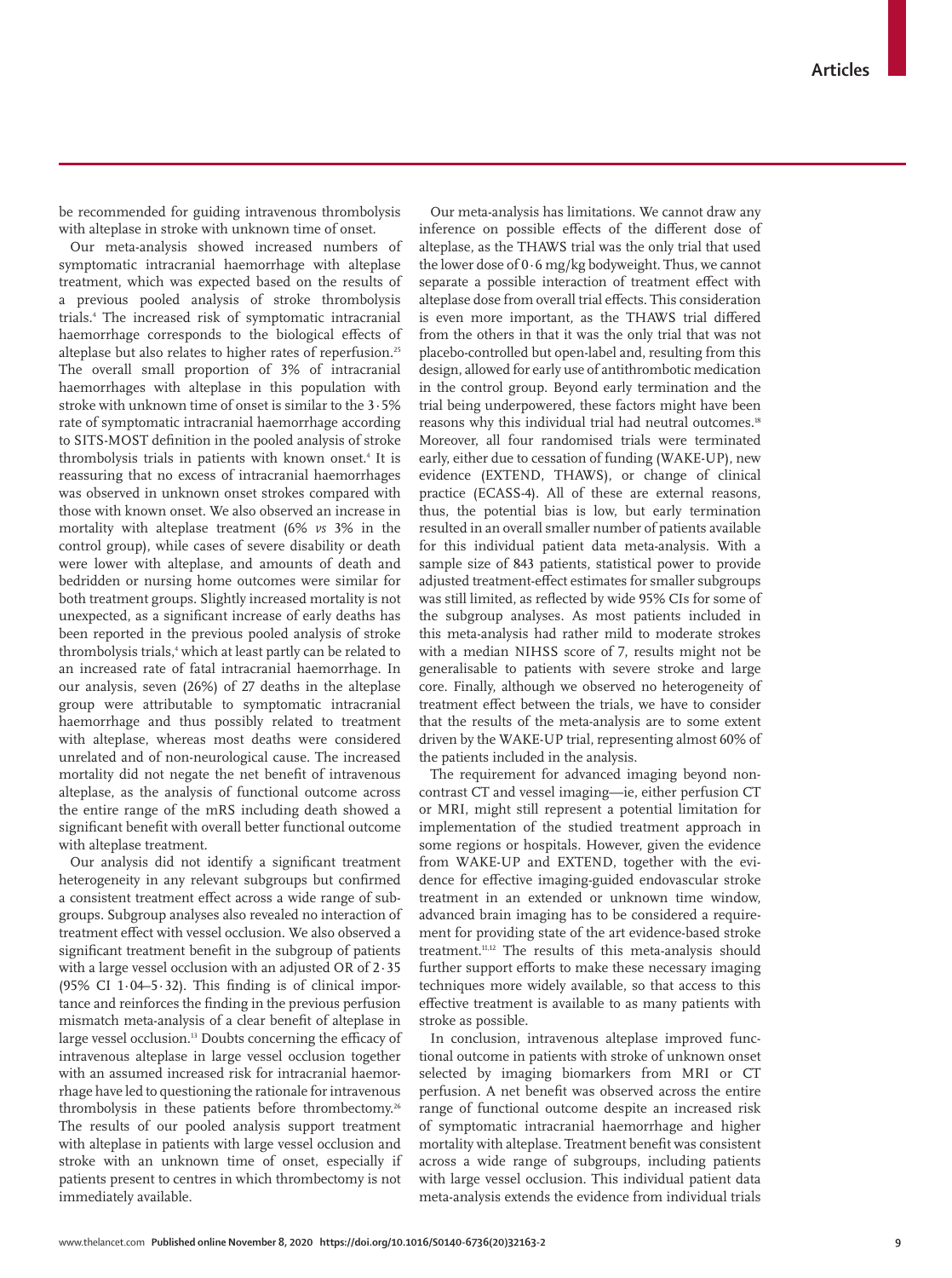be recommended for guiding intravenous thrombolysis with alteplase in stroke with unknown time of onset.

Our meta-analysis showed increased numbers of symptomatic intracranial haemorrhage with alteplase treatment, which was expected based on the results of a previous pooled analysis of stroke thrombolysis trials.[4] The increased risk of symptomatic intracranial haemorrhage corresponds to the biological effects of alteplase but also relates to higher rates of reperfusion.[25] The overall small proportion of 3% of intracranial haemorrhages with alteplase in this population with stroke with unknown time of onset is similar to the 3·5% rate of symptomatic intracranial haemorrhage according to SITS-MOST definition in the pooled analysis of stroke thrombolysis trials in patients with known onset.[4] It is reassuring that no excess of intracranial haemorrhages was observed in unknown onset strokes compared with those with known onset. We also observed an increase in mortality with alteplase treatment (6% *vs* 3% in the control group), while cases of severe disability or death were lower with alteplase, and amounts of death and bedridden or nursing home outcomes were similar for both treatment groups. Slightly increased mortality is not unexpected, as a significant increase of early deaths has been reported in the previous pooled analysis of stroke thrombolysis trials,[4] which at least partly can be related to an increased rate of fatal intracranial haemorrhage. In our analysis, seven (26%) of 27 deaths in the alteplase group were attributable to symptomatic intracranial haemorrhage and thus possibly related to treatment with alteplase, whereas most deaths were considered unrelated and of non-neurological cause. The increased mortality did not negate the net benefit of intravenous alteplase, as the analysis of functional outcome across the entire range of the mRS including death showed a significant benefit with overall better functional outcome with alteplase treatment.

Our analysis did not identify a significant treatment heterogeneity in any relevant subgroups but confirmed a consistent treatment effect across a wide range of subgroups. Subgroup analyses also revealed no interaction of treatment effect with vessel occlusion. We also observed a significant treatment benefit in the subgroup of patients with a large vessel occlusion with an adjusted OR of 2·35 (95% CI 1·04–5·32). This finding is of clinical importance and reinforces the finding in the previous perfusion mismatch meta-analysis of a clear benefit of alteplase in large vessel occlusion.[13] Doubts concerning the efficacy of intravenous alteplase in large vessel occlusion together with an assumed increased risk for intracranial haemorrhage have led to questioning the rationale for intravenous thrombolysis in these patients before thrombectomy.[26] The results of our pooled analysis support treatment with alteplase in patients with large vessel occlusion and stroke with an unknown time of onset, especially if patients present to centres in which thrombectomy is not immediately available.

Our meta-analysis has limitations. We cannot draw any inference on possible effects of the different dose of alteplase, as the THAWS trial was the only trial that used the lower dose of 0·6 mg/kg bodyweight. Thus, we cannot separate a possible interaction of treatment effect with alteplase dose from overall trial effects. This consideration is even more important, as the THAWS trial differed from the others in that it was the only trial that was not placebo-controlled but open-label and, resulting from this design, allowed for early use of antithrombotic medication in the control group. Beyond early termination and the trial being underpowered, these factors might have been reasons why this individual trial had neutral outcomes.[18] Moreover, all four randomised trials were terminated early, either due to cessation of funding (WAKE-UP), new evidence (EXTEND, THAWS), or change of clinical practice (ECASS-4). All of these are external reasons, thus, the potential bias is low, but early termination resulted in an overall smaller number of patients available for this individual patient data meta-analysis. With a sample size of 843 patients, statistical power to provide adjusted treatment-effect estimates for smaller subgroups was still limited, as reflected by wide 95% CIs for some of the subgroup analyses. As most patients included in this meta-analysis had rather mild to moderate strokes with a median NIHSS score of 7, results might not be generalisable to patients with severe stroke and large core. Finally, although we observed no heterogeneity of treatment effect between the trials, we have to consider that the results of the meta-analysis are to some extent driven by the WAKE-UP trial, representing almost 60% of the patients included in the analysis.

The requirement for advanced imaging beyond non-contrast CT and vessel imaging—ie, either perfusion CT or MRI, might still represent a potential limitation for implementation of the studied treatment approach in some regions or hospitals. However, given the evidence from WAKE-UP and EXTEND, together with the evidence for effective imaging-guided endovascular stroke treatment in an extended or unknown time window, advanced brain imaging has to be considered a requirement for providing state of the art evidence-based stroke treatment.[11,12] The results of this meta-analysis should further support efforts to make these necessary imaging techniques more widely available, so that access to this effective treatment is available to as many patients with stroke as possible.

In conclusion, intravenous alteplase improved functional outcome in patients with stroke of unknown onset selected by imaging biomarkers from MRI or CT perfusion. A net benefit was observed across the entire range of functional outcome despite an increased risk of symptomatic intracranial haemorrhage and higher mortality with alteplase. Treatment benefit was consistent across a wide range of subgroups, including patients with large vessel occlusion. This individual patient data meta-analysis extends the evidence from individual trials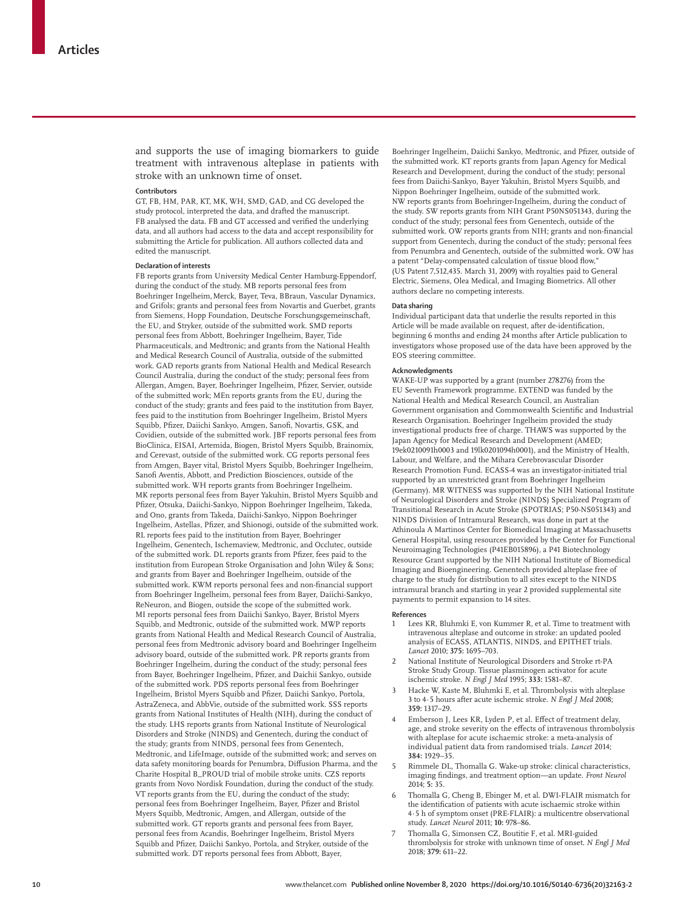and supports the use of imaging biomarkers to guide treatment with intravenous alteplase in patients with stroke with an unknown time of onset.

#### Contributors

GT, FB, HM, PAR, KT, MK, WH, SMD, GAD, and CG developed the study protocol, interpreted the data, and drafted the manuscript. FB analysed the data. FB and GT accessed and verified the underlying data, and all authors had access to the data and accept responsibility for submitting the Article for publication. All authors collected data and edited the manuscript.

#### Declaration of interests

FB reports grants from University Medical Center Hamburg-Eppendorf, during the conduct of the study. MB reports personal fees from Boehringer Ingelheim, Merck, Bayer, Teva, BBraun, Vascular Dynamics, and Grifols; grants and personal fees from Novartis and Guerbet, grants from Siemens, Hopp Foundation, Deutsche Forschungsgemeinschaft, the EU, and Stryker, outside of the submitted work. SMD reports personal fees from Abbott, Boehringer Ingelheim, Bayer, Tide Pharmaceuticals, and Medtronic; and grants from the National Health and Medical Research Council of Australia, outside of the submitted work. GAD reports grants from National Health and Medical Research Council Australia, during the conduct of the study; personal fees from Allergan, Amgen, Bayer, Boehringer Ingelheim, Pfizer, Servier, outside of the submitted work; MEn reports grants from the EU, during the conduct of the study; grants and fees paid to the institution from Bayer, fees paid to the institution from Boehringer Ingelheim, Bristol Myers Squibb, Pfizer, Daiichi Sankyo, Amgen, Sanofi, Novartis, GSK, and Covidien, outside of the submitted work. JBF reports personal fees from BioClinica, EISAI, Artemida, Biogen, Bristol Myers Squibb, Brainomix, and Cerevast, outside of the submitted work. CG reports personal fees from Amgen, Bayer vital, Bristol Myers Squibb, Boehringer Ingelheim, Sanofi Aventis, Abbott, and Prediction Biosciences, outside of the submitted work. WH reports grants from Boehringer Ingelheim. MK reports personal fees from Bayer Yakuhin, Bristol Myers Squibb and Pfizer, Otsuka, Daiichi-Sankyo, Nippon Boehringer Ingelheim, Takeda, and Ono, grants from Takeda, Daiichi-Sankyo, Nippon Boehringer Ingelheim, Astellas, Pfizer, and Shionogi, outside of the submitted work. RL reports fees paid to the institution from Bayer, Boehringer Ingelheim, Genentech, Ischemaview, Medtronic, and Occlutec, outside of the submitted work. DL reports grants from Pfizer, fees paid to the institution from European Stroke Organisation and John Wiley & Sons; and grants from Bayer and Boehringer Ingelheim, outside of the submitted work. KWM reports personal fees and non-financial support from Boehringer Ingelheim, personal fees from Bayer, Daiichi-Sankyo, ReNeuron, and Biogen, outside the scope of the submitted work. MI reports personal fees from Daiichi Sankyo, Bayer, Bristol Myers Squibb, and Medtronic, outside of the submitted work. MWP reports grants from National Health and Medical Research Council of Australia, personal fees from Medtronic advisory board and Boehringer Ingelheim advisory board, outside of the submitted work. PR reports grants from Boehringer Ingelheim, during the conduct of the study; personal fees from Bayer, Boehringer Ingelheim, Pfizer, and Daichii Sankyo, outside of the submitted work. PDS reports personal fees from Boehringer Ingelheim, Bristol Myers Squibb and Pfizer, Daiichi Sankyo, Portola, AstraZeneca, and AbbVie, outside of the submitted work. SSS reports grants from National Institutes of Health (NIH), during the conduct of the study. LHS reports grants from National Institute of Neurological Disorders and Stroke (NINDS) and Genentech, during the conduct of the study; grants from NINDS, personal fees from Genentech, Medtronic, and LifeImage, outside of the submitted work; and serves on data safety monitoring boards for Penumbra, Diffusion Pharma, and the Charite Hospital B_PROUD trial of mobile stroke units. CZS reports grants from Novo Nordisk Foundation, during the conduct of the study. VT reports grants from the EU, during the conduct of the study; personal fees from Boehringer Ingelheim, Bayer, Pfizer and Bristol Myers Squibb, Medtronic, Amgen, and Allergan, outside of the submitted work. GT reports grants and personal fees from Bayer, personal fees from Acandis, Boehringer Ingelheim, Bristol Myers Squibb and Pfizer, Daiichi Sankyo, Portola, and Stryker, outside of the submitted work. DT reports personal fees from Abbott, Bayer, Boehringer Ingelheim, Daiichi Sankyo, Medtronic, and Pfizer, outside of the submitted work. KT reports grants from Japan Agency for Medical Research and Development, during the conduct of the study; personal fees from Daiichi-Sankyo, Bayer Yakuhin, Bristol Myers Squibb, and Nippon Boehringer Ingelheim, outside of the submitted work. NW reports grants from Boehringer-Ingelheim, during the conduct of the study. SW reports grants from NIH Grant P50NS051343, during the conduct of the study; personal fees from Genentech, outside of the submitted work. OW reports grants from NIH; grants and non-financial support from Genentech, during the conduct of the study; personal fees from Penumbra and Genentech, outside of the submitted work. OW has a patent "Delay-compensated calculation of tissue blood flow," (US Patent 7,512,435. March 31, 2009) with royalties paid to General Electric, Siemens, Olea Medical, and Imaging Biometrics. All other authors declare no competing interests.

#### Data sharing

Individual participant data that underlie the results reported in this Article will be made available on request, after de-identification, beginning 6 months and ending 24 months after Article publication to investigators whose proposed use of the data have been approved by the EOS steering committee.

#### Acknowledgments

WAKE-UP was supported by a grant (number 278276) from the EU Seventh Framework programme. EXTEND was funded by the National Health and Medical Research Council, an Australian Government organisation and Commonwealth Scientific and Industrial Research Organisation. Boehringer Ingelheim provided the study investigational products free of charge. THAWS was supported by the Japan Agency for Medical Research and Development (AMED; 19ek0210091h0003 and 19lk0201094h0001), and the Ministry of Health, Labour, and Welfare, and the Mihara Cerebrovascular Disorder Research Promotion Fund. ECASS-4 was an investigator-initiated trial supported by an unrestricted grant from Boehringer Ingelheim (Germany). MR WITNESS was supported by the NIH National Institute of Neurological Disorders and Stroke (NINDS) Specialized Program of Transitional Research in Acute Stroke (SPOTRIAS; P50-NS051343) and NINDS Division of Intramural Research, was done in part at the Athinoula A Martinos Center for Biomedical Imaging at Massachusetts General Hospital, using resources provided by the Center for Functional Neuroimaging Technologies (P41EB015896), a P41 Biotechnology Resource Grant supported by the NIH National Institute of Biomedical Imaging and Bioengineering. Genentech provided alteplase free of charge to the study for distribution to all sites except to the NINDS intramural branch and starting in year 2 provided supplemental site payments to permit expansion to 14 sites.

#### References

1. Lees KR, Bluhmki E, von Kummer R, et al. Time to treatment with intravenous alteplase and outcome in stroke: an updated pooled analysis of ECASS, ATLANTIS, NINDS, and EPITHET trials. *Lancet* 2010; **375:** 1695–703.
2. National Institute of Neurological Disorders and Stroke rt-PA Stroke Study Group. Tissue plasminogen activator for acute ischemic stroke. *N Engl J Med* 1995; **333:** 1581–87.
3. Hacke W, Kaste M, Bluhmki E, et al. Thrombolysis with alteplase 3 to 4·5 hours after acute ischemic stroke. *N Engl J Med* 2008; **359:** 1317–29.
4. Emberson J, Lees KR, Lyden P, et al. Effect of treatment delay, age, and stroke severity on the effects of intravenous thrombolysis with alteplase for acute ischaemic stroke: a meta-analysis of individual patient data from randomised trials. *Lancet* 2014; **384:** 1929–35.
5. Rimmele DL, Thomalla G. Wake-up stroke: clinical characteristics, imaging findings, and treatment option—an update. *Front Neurol* 2014; **5:** 35.
6. Thomalla G, Cheng B, Ebinger M, et al. DWI-FLAIR mismatch for the identification of patients with acute ischaemic stroke within 4·5 h of symptom onset (PRE-FLAIR): a multicentre observational study. *Lancet Neurol* 2011; **10:** 978–86.
7. Thomalla G, Simonsen CZ, Boutitie F, et al. MRI-guided thrombolysis for stroke with unknown time of onset. *N Engl J Med* 2018; **379:** 611–22.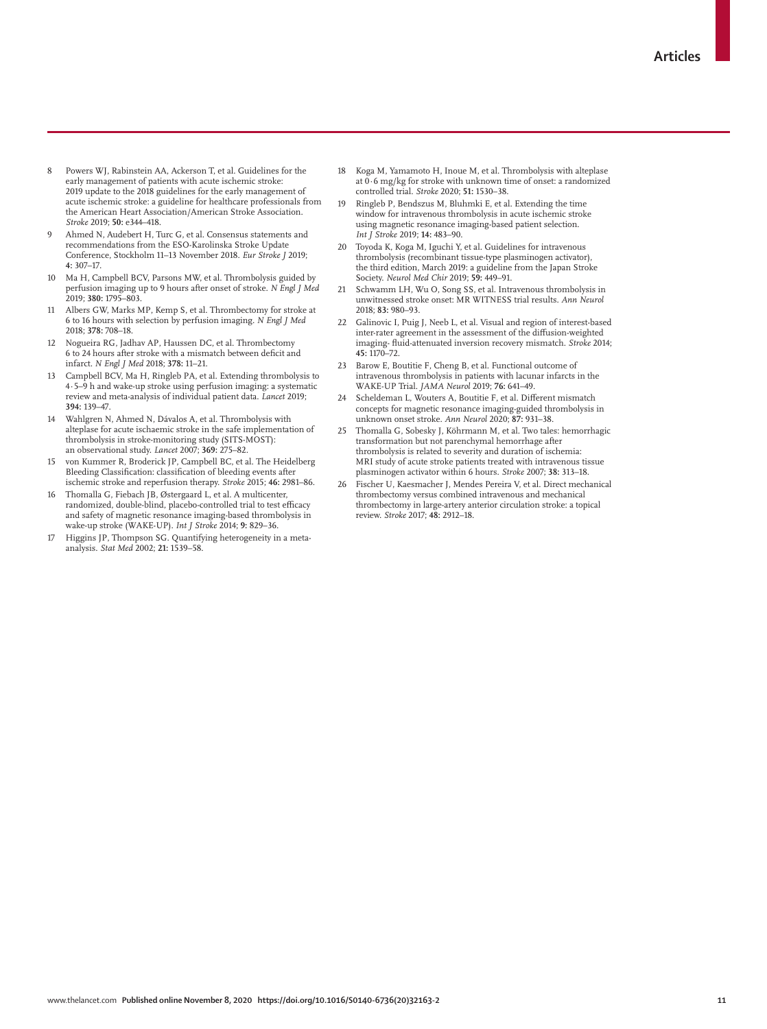8 Powers WJ, Rabinstein AA, Ackerson T, et al. Guidelines for the early management of patients with acute ischemic stroke: 2019 update to the 2018 guidelines for the early management of acute ischemic stroke: a guideline for healthcare professionals from the American Heart Association/American Stroke Association. *Stroke* 2019; **50:** e344–418.

9 Ahmed N, Audebert H, Turc G, et al. Consensus statements and recommendations from the ESO-Karolinska Stroke Update Conference, Stockholm 11–13 November 2018. *Eur Stroke J* 2019; **4:** 307–17.

10 Ma H, Campbell BCV, Parsons MW, et al. Thrombolysis guided by perfusion imaging up to 9 hours after onset of stroke. *N Engl J Med* 2019; **380:** 1795–803.

11 Albers GW, Marks MP, Kemp S, et al. Thrombectomy for stroke at 6 to 16 hours with selection by perfusion imaging. *N Engl J Med* 2018; **378:** 708–18.

12 Nogueira RG, Jadhav AP, Haussen DC, et al. Thrombectomy 6 to 24 hours after stroke with a mismatch between deficit and infarct. *N Engl J Med* 2018; **378:** 11–21.

13 Campbell BCV, Ma H, Ringleb PA, et al. Extending thrombolysis to 4·5–9 h and wake-up stroke using perfusion imaging: a systematic review and meta-analysis of individual patient data. *Lancet* 2019; **394:** 139–47.

14 Wahlgren N, Ahmed N, Dávalos A, et al. Thrombolysis with alteplase for acute ischaemic stroke in the safe implementation of thrombolysis in stroke-monitoring study (SITS-MOST): an observational study. *Lancet* 2007; **369:** 275–82.

15 von Kummer R, Broderick JP, Campbell BC, et al. The Heidelberg Bleeding Classification: classification of bleeding events after ischemic stroke and reperfusion therapy. *Stroke* 2015; **46:** 2981–86.

16 Thomalla G, Fiebach JB, Østergaard L, et al. A multicenter, randomized, double-blind, placebo-controlled trial to test efficacy and safety of magnetic resonance imaging-based thrombolysis in wake-up stroke (WAKE-UP). *Int J Stroke* 2014; **9:** 829–36.

17 Higgins JP, Thompson SG. Quantifying heterogeneity in a meta-analysis. *Stat Med* 2002; **21:** 1539–58.

18 Koga M, Yamamoto H, Inoue M, et al. Thrombolysis with alteplase at 0·6 mg/kg for stroke with unknown time of onset: a randomized controlled trial. *Stroke* 2020; **51:** 1530–38.

19 Ringleb P, Bendszus M, Bluhmki E, et al. Extending the time window for intravenous thrombolysis in acute ischemic stroke using magnetic resonance imaging-based patient selection. *Int J Stroke* 2019; **14:** 483–90.

20 Toyoda K, Koga M, Iguchi Y, et al. Guidelines for intravenous thrombolysis (recombinant tissue-type plasminogen activator), the third edition, March 2019: a guideline from the Japan Stroke Society. *Neurol Med Chir* 2019; **59:** 449–91.

21 Schwamm LH, Wu O, Song SS, et al. Intravenous thrombolysis in unwitnessed stroke onset: MR WITNESS trial results. *Ann Neurol* 2018; **83:** 980–93.

22 Galinovic I, Puig J, Neeb L, et al. Visual and region of interest-based inter-rater agreement in the assessment of the diffusion-weighted imaging- fluid-attenuated inversion recovery mismatch. *Stroke* 2014; **45:** 1170–72.

23 Barow E, Boutitie F, Cheng B, et al. Functional outcome of intravenous thrombolysis in patients with lacunar infarcts in the WAKE-UP Trial. *JAMA Neurol* 2019; **76:** 641–49.

24 Scheldeman L, Wouters A, Boutitie F, et al. Different mismatch concepts for magnetic resonance imaging-guided thrombolysis in unknown onset stroke. *Ann Neurol* 2020; **87:** 931–38.

25 Thomalla G, Sobesky J, Köhrmann M, et al. Two tales: hemorrhagic transformation but not parenchymal hemorrhage after thrombolysis is related to severity and duration of ischemia: MRI study of acute stroke patients treated with intravenous tissue plasminogen activator within 6 hours. *Stroke* 2007; **38:** 313–18.

26 Fischer U, Kaesmacher J, Mendes Pereira V, et al. Direct mechanical thrombectomy versus combined intravenous and mechanical thrombectomy in large-artery anterior circulation stroke: a topical review. *Stroke* 2017; **48:** 2912–18.